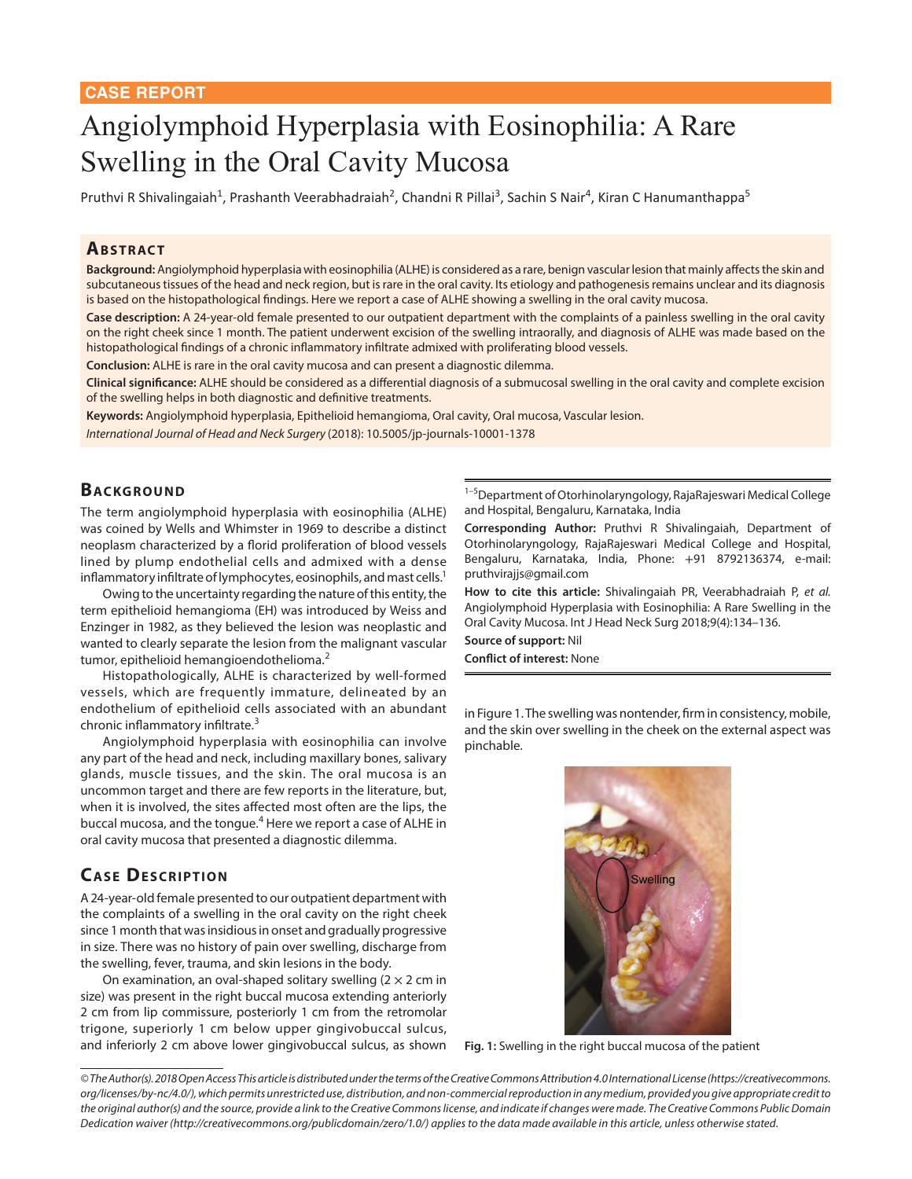CASE REPORT

# Angiolymphoid Hyperplasia with Eosinophilia: A Rare Swelling in the Oral Cavity Mucosa

Pruthvi R Shivalingaiah[1], Prashanth Veerabhadraiah[2], Chandni R Pillai[3], Sachin S Nair[4], Kiran C Hanumanthappa[5]

## Abstract

**Background:** Angiolymphoid hyperplasia with eosinophilia (ALHE) is considered as a rare, benign vascular lesion that mainly affects the skin and subcutaneous tissues of the head and neck region, but is rare in the oral cavity. Its etiology and pathogenesis remains unclear and its diagnosis is based on the histopathological findings. Here we report a case of ALHE showing a swelling in the oral cavity mucosa.

**Case description:** A 24-year-old female presented to our outpatient department with the complaints of a painless swelling in the oral cavity on the right cheek since 1 month. The patient underwent excision of the swelling intraorally, and diagnosis of ALHE was made based on the histopathological findings of a chronic inflammatory infiltrate admixed with proliferating blood vessels.

**Conclusion:** ALHE is rare in the oral cavity mucosa and can present a diagnostic dilemma.

**Clinical significance:** ALHE should be considered as a differential diagnosis of a submucosal swelling in the oral cavity and complete excision of the swelling helps in both diagnostic and definitive treatments.

**Keywords:** Angiolymphoid hyperplasia, Epithelioid hemangioma, Oral cavity, Oral mucosa, Vascular lesion.

*International Journal of Head and Neck Surgery* (2018): 10.5005/jp-journals-10001-1378

## Background

The term angiolymphoid hyperplasia with eosinophilia (ALHE) was coined by Wells and Whimster in 1969 to describe a distinct neoplasm characterized by a florid proliferation of blood vessels lined by plump endothelial cells and admixed with a dense inflammatory infiltrate of lymphocytes, eosinophils, and mast cells.[1]

Owing to the uncertainty regarding the nature of this entity, the term epithelioid hemangioma (EH) was introduced by Weiss and Enzinger in 1982, as they believed the lesion was neoplastic and wanted to clearly separate the lesion from the malignant vascular tumor, epithelioid hemangioendothelioma.[2]

Histopathologically, ALHE is characterized by well-formed vessels, which are frequently immature, delineated by an endothelium of epithelioid cells associated with an abundant chronic inflammatory infiltrate.[3]

Angiolymphoid hyperplasia with eosinophilia can involve any part of the head and neck, including maxillary bones, salivary glands, muscle tissues, and the skin. The oral mucosa is an uncommon target and there are few reports in the literature, but, when it is involved, the sites affected most often are the lips, the buccal mucosa, and the tongue.[4] Here we report a case of ALHE in oral cavity mucosa that presented a diagnostic dilemma.

## Case Description

A 24-year-old female presented to our outpatient department with the complaints of a swelling in the oral cavity on the right cheek since 1 month that was insidious in onset and gradually progressive in size. There was no history of pain over swelling, discharge from the swelling, fever, trauma, and skin lesions in the body.

On examination, an oval-shaped solitary swelling ($2 \times 2$ cm in size) was present in the right buccal mucosa extending anteriorly 2 cm from lip commissure, posteriorly 1 cm from the retromolar trigone, superiorly 1 cm below upper gingivobuccal sulcus, and inferiorly 2 cm above lower gingivobuccal sulcus, as shown in Figure 1. The swelling was nontender, firm in consistency, mobile, and the skin over swelling in the cheek on the external aspect was pinchable.

Fig. 1: Swelling in the right buccal mucosa of the patient

[1–5]Department of Otorhinolaryngology, RajaRajeswari Medical College and Hospital, Bengaluru, Karnataka, India

**Corresponding Author:** Pruthvi R Shivalingaiah, Department of Otorhinolaryngology, RajaRajeswari Medical College and Hospital, Bengaluru, Karnataka, India, Phone: +91 8792136374, e-mail: pruthvirajjs@gmail.com

**How to cite this article:** Shivalingaiah PR, Veerabhadraiah P, *et al.* Angiolymphoid Hyperplasia with Eosinophilia: A Rare Swelling in the Oral Cavity Mucosa. Int J Head Neck Surg 2018;9(4):134–136.

**Source of support:** Nil

**Conflict of interest:** None

*© The Author(s). 2018 Open Access This article is distributed under the terms of the Creative Commons Attribution 4.0 International License (https://creativecommons.org/licenses/by-nc/4.0/), which permits unrestricted use, distribution, and non-commercial reproduction in any medium, provided you give appropriate credit to the original author(s) and the source, provide a link to the Creative Commons license, and indicate if changes were made. The Creative Commons Public Domain Dedication waiver (http://creativecommons.org/publicdomain/zero/1.0/) applies to the data made available in this article, unless otherwise stated.*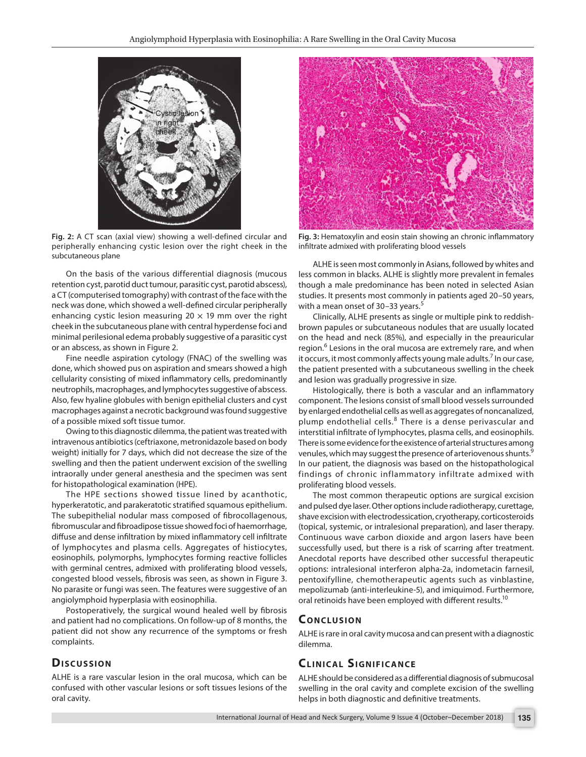Fig. 2: A CT scan (axial view) showing a well-defined circular and peripherally enhancing cystic lesion over the right cheek in the subcutaneous plane

Fig. 3: Hematoxylin and eosin stain showing an chronic inflammatory infiltrate admixed with proliferating blood vessels

On the basis of the various differential diagnosis (mucous retention cyst, parotid duct tumour, parasitic cyst, parotid abscess), a CT (computerised tomography) with contrast of the face with the neck was done, which showed a well-defined circular peripherally enhancing cystic lesion measuring 20 × 19 mm over the right cheek in the subcutaneous plane with central hyperdense foci and minimal perilesional edema probably suggestive of a parasitic cyst or an abscess, as shown in Figure 2.

Fine needle aspiration cytology (FNAC) of the swelling was done, which showed pus on aspiration and smears showed a high cellularity consisting of mixed inflammatory cells, predominantly neutrophils, macrophages, and lymphocytes suggestive of abscess. Also, few hyaline globules with benign epithelial clusters and cyst macrophages against a necrotic background was found suggestive of a possible mixed soft tissue tumor.

Owing to this diagnostic dilemma, the patient was treated with intravenous antibiotics (ceftriaxone, metronidazole based on body weight) initially for 7 days, which did not decrease the size of the swelling and then the patient underwent excision of the swelling intraorally under general anesthesia and the specimen was sent for histopathological examination (HPE).

The HPE sections showed tissue lined by acanthotic, hyperkeratotic, and parakeratotic stratified squamous epithelium. The subepithelial nodular mass composed of fibrocollagenous, fibromuscular and fibroadipose tissue showed foci of haemorrhage, diffuse and dense infiltration by mixed inflammatory cell infiltrate of lymphocytes and plasma cells. Aggregates of histiocytes, eosinophils, polymorphs, lymphocytes forming reactive follicles with germinal centres, admixed with proliferating blood vessels, congested blood vessels, fibrosis was seen, as shown in Figure 3. No parasite or fungi was seen. The features were suggestive of an angiolymphoid hyperplasia with eosinophilia.

Postoperatively, the surgical wound healed well by fibrosis and patient had no complications. On follow-up of 8 months, the patient did not show any recurrence of the symptoms or fresh complaints.

## Discussion

ALHE is a rare vascular lesion in the oral mucosa, which can be confused with other vascular lesions or soft tissues lesions of the oral cavity.

ALHE is seen most commonly in Asians, followed by whites and less common in blacks. ALHE is slightly more prevalent in females though a male predominance has been noted in selected Asian studies. It presents most commonly in patients aged 20–50 years, with a mean onset of 30–33 years.[5]

Clinically, ALHE presents as single or multiple pink to reddish-brown papules or subcutaneous nodules that are usually located on the head and neck (85%), and especially in the preauricular region.[6] Lesions in the oral mucosa are extremely rare, and when it occurs, it most commonly affects young male adults.[7] In our case, the patient presented with a subcutaneous swelling in the cheek and lesion was gradually progressive in size.

Histologically, there is both a vascular and an inflammatory component. The lesions consist of small blood vessels surrounded by enlarged endothelial cells as well as aggregates of noncanalized, plump endothelial cells.[8] There is a dense perivascular and interstitial infiltrate of lymphocytes, plasma cells, and eosinophils. There is some evidence for the existence of arterial structures among venules, which may suggest the presence of arteriovenous shunts.[9] In our patient, the diagnosis was based on the histopathological findings of chronic inflammatory infiltrate admixed with proliferating blood vessels.

The most common therapeutic options are surgical excision and pulsed dye laser. Other options include radiotherapy, curettage, shave excision with electrodessication, cryotherapy, corticosteroids (topical, systemic, or intralesional preparation), and laser therapy. Continuous wave carbon dioxide and argon lasers have been successfully used, but there is a risk of scarring after treatment. Anecdotal reports have described other successful therapeutic options: intralesional interferon alpha-2a, indometacin farnesil, pentoxifylline, chemotherapeutic agents such as vinblastine, mepolizumab (anti-interleukine-5), and imiquimod. Furthermore, oral retinoids have been employed with different results.[10]

## Conclusion

ALHE is rare in oral cavity mucosa and can present with a diagnostic dilemma.

## Clinical Significance

ALHE should be considered as a differential diagnosis of submucosal swelling in the oral cavity and complete excision of the swelling helps in both diagnostic and definitive treatments.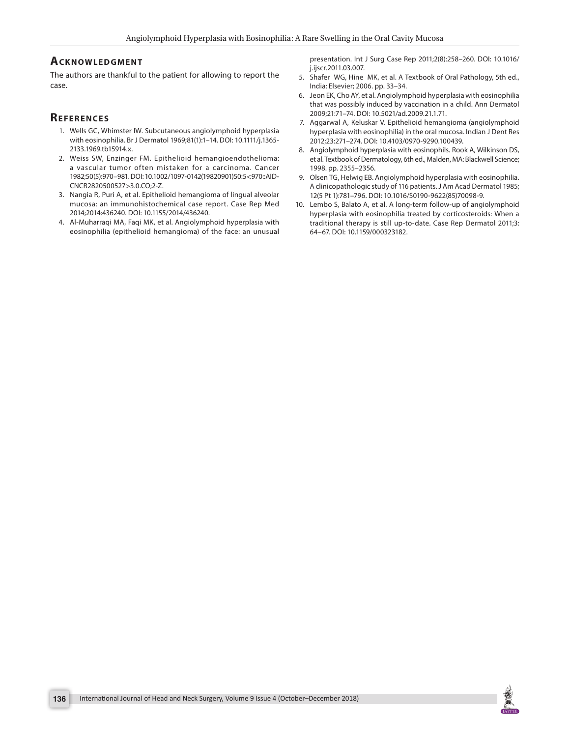## Acknowledgment

The authors are thankful to the patient for allowing to report the case.

## References

1. Wells GC, Whimster IW. Subcutaneous angiolymphoid hyperplasia with eosinophilia. Br J Dermatol 1969;81(1):1–14. DOI: 10.1111/j.1365-2133.1969.tb15914.x.
2. Weiss SW, Enzinger FM. Epithelioid hemangioendothelioma: a vascular tumor often mistaken for a carcinoma. Cancer 1982;50(5):970–981. DOI: 10.1002/1097-0142(19820901)50:5<970::AID-CNCR2820500527>3.0.CO;2-Z.
3. Nangia R, Puri A, et al. Epithelioid hemangioma of lingual alveolar mucosa: an immunohistochemical case report. Case Rep Med 2014;2014:436240. DOI: 10.1155/2014/436240.
4. Al-Muharraqi MA, Faqi MK, et al. Angiolymphoid hyperplasia with eosinophilia (epithelioid hemangioma) of the face: an unusual presentation. Int J Surg Case Rep 2011;2(8):258–260. DOI: 10.1016/j.ijscr.2011.03.007.
5. Shafer WG, Hine MK, et al. A Textbook of Oral Pathology, 5th ed., India: Elsevier; 2006. pp. 33–34.
6. Jeon EK, Cho AY, et al. Angiolymphoid hyperplasia with eosinophilia that was possibly induced by vaccination in a child. Ann Dermatol 2009;21:71–74. DOI: 10.5021/ad.2009.21.1.71.
7. Aggarwal A, Keluskar V. Epithelioid hemangioma (angiolymphoid hyperplasia with eosinophilia) in the oral mucosa. Indian J Dent Res 2012;23:271–274. DOI: 10.4103/0970-9290.100439.
8. Angiolymphoid hyperplasia with eosinophils. Rook A, Wilkinson DS, et al. Textbook of Dermatology, 6th ed., Malden, MA: Blackwell Science; 1998. pp. 2355–2356.
9. Olsen TG, Helwig EB. Angiolymphoid hyperplasia with eosinophilia. A clinicopathologic study of 116 patients. J Am Acad Dermatol 1985; 12(5 Pt 1):781–796. DOI: 10.1016/S0190-9622(85)70098-9.
10. Lembo S, Balato A, et al. A long-term follow-up of angiolymphoid hyperplasia with eosinophilia treated by corticosteroids: When a traditional therapy is still up-to-date. Case Rep Dermatol 2011;3: 64–67. DOI: 10.1159/000323182.